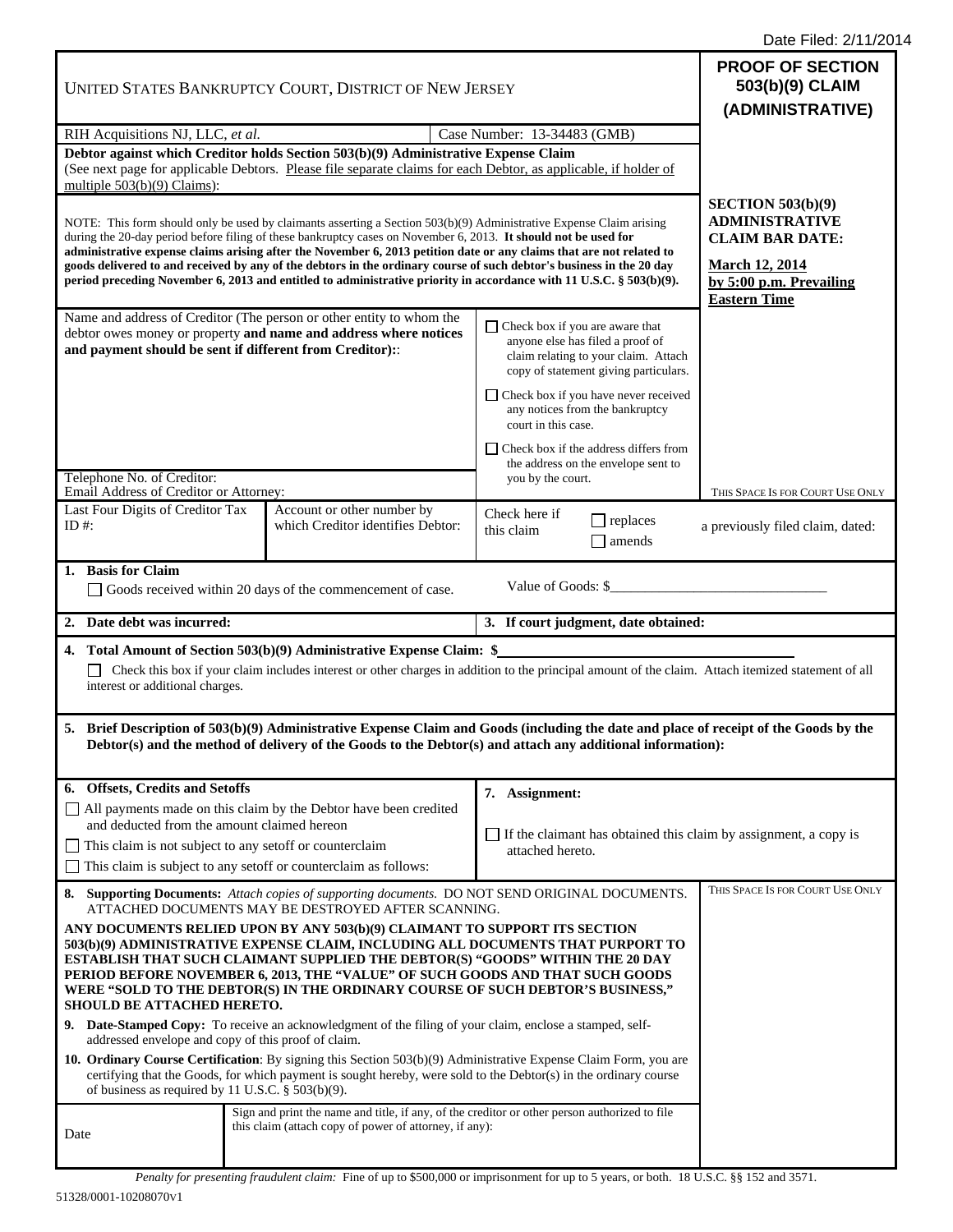Date Filed: 2/11/2014

UNITED STATES BANKRUPTCY COURT, DISTRICT OF NEW JERSEY

# PROOF OF SECTION 503(b)(9) CLAIM (ADMINISTRATIVE)

| RIH Acquisitions NJ, LLC, *et al.* | Case Number: 13-34483 (GMB) |
|---|---|

**Debtor against which Creditor holds Section 503(b)(9) Administrative Expense Claim**
(See next page for applicable Debtors. Please file separate claims for each Debtor, as applicable, if holder of multiple 503(b)(9) Claims):

NOTE: This form should only be used by claimants asserting a Section 503(b)(9) Administrative Expense Claim arising during the 20-day period before filing of these bankruptcy cases on November 6, 2013. **It should not be used for administrative expense claims arising after the November 6, 2013 petition date or any claims that are not related to goods delivered to and received by any of the debtors in the ordinary course of such debtor's business in the 20 day period preceding November 6, 2013 and entitled to administrative priority in accordance with 11 U.S.C. § 503(b)(9).**

**SECTION 503(b)(9) ADMINISTRATIVE CLAIM BAR DATE:**

**March 12, 2014 by 5:00 p.m. Prevailing Eastern Time**

Name and address of Creditor (The person or other entity to whom the debtor owes money or property **and name and address where notices and payment should be sent if different from Creditor):**:

Telephone No. of Creditor:
Email Address of Creditor or Attorney:

☐ Check box if you are aware that anyone else has filed a proof of claim relating to your claim. Attach copy of statement giving particulars.

☐ Check box if you have never received any notices from the bankruptcy court in this case.

☐ Check box if the address differs from the address on the envelope sent to you by the court.

THIS SPACE IS FOR COURT USE ONLY

| Last Four Digits of Creditor Tax ID #: | Account or other number by which Creditor identifies Debtor: | Check here if this claim ☐ replaces ☐ amends a previously filed claim, dated: |
|---|---|---|

**1. Basis for Claim**

☐ Goods received within 20 days of the commencement of case.    Value of Goods: $______________________________

**2. Date debt was incurred:**

**3. If court judgment, date obtained:**

**4. Total Amount of Section 503(b)(9) Administrative Expense Claim: $**______________________________

☐ Check this box if your claim includes interest or other charges in addition to the principal amount of the claim. Attach itemized statement of all interest or additional charges.

**5. Brief Description of 503(b)(9) Administrative Expense Claim and Goods (including the date and place of receipt of the Goods by the Debtor(s) and the method of delivery of the Goods to the Debtor(s) and attach any additional information):**

**6. Offsets, Credits and Setoffs**

☐ All payments made on this claim by the Debtor have been credited and deducted from the amount claimed hereon

☐ This claim is not subject to any setoff or counterclaim

☐ This claim is subject to any setoff or counterclaim as follows:

**7. Assignment:**

☐ If the claimant has obtained this claim by assignment, a copy is attached hereto.

**8. Supporting Documents:** *Attach copies of supporting documents.* DO NOT SEND ORIGINAL DOCUMENTS. ATTACHED DOCUMENTS MAY BE DESTROYED AFTER SCANNING.

**ANY DOCUMENTS RELIED UPON BY ANY 503(b)(9) CLAIMANT TO SUPPORT ITS SECTION 503(b)(9) ADMINISTRATIVE EXPENSE CLAIM, INCLUDING ALL DOCUMENTS THAT PURPORT TO ESTABLISH THAT SUCH CLAIMANT SUPPLIED THE DEBTOR(S) "GOODS" WITHIN THE 20 DAY PERIOD BEFORE NOVEMBER 6, 2013, THE "VALUE" OF SUCH GOODS AND THAT SUCH GOODS WERE "SOLD TO THE DEBTOR(S) IN THE ORDINARY COURSE OF SUCH DEBTOR'S BUSINESS," SHOULD BE ATTACHED HERETO.**

**9. Date-Stamped Copy:** To receive an acknowledgment of the filing of your claim, enclose a stamped, self-addressed envelope and copy of this proof of claim.

**10. Ordinary Course Certification**: By signing this Section 503(b)(9) Administrative Expense Claim Form, you are certifying that the Goods, for which payment is sought hereby, were sold to the Debtor(s) in the ordinary course of business as required by 11 U.S.C. § 503(b)(9).

THIS SPACE IS FOR COURT USE ONLY

| Date | Sign and print the name and title, if any, of the creditor or other person authorized to file this claim (attach copy of power of attorney, if any): |
|---|---|

*Penalty for presenting fraudulent claim:* Fine of up to $500,000 or imprisonment for up to 5 years, or both. 18 U.S.C. §§ 152 and 3571.

51328/0001-10208070v1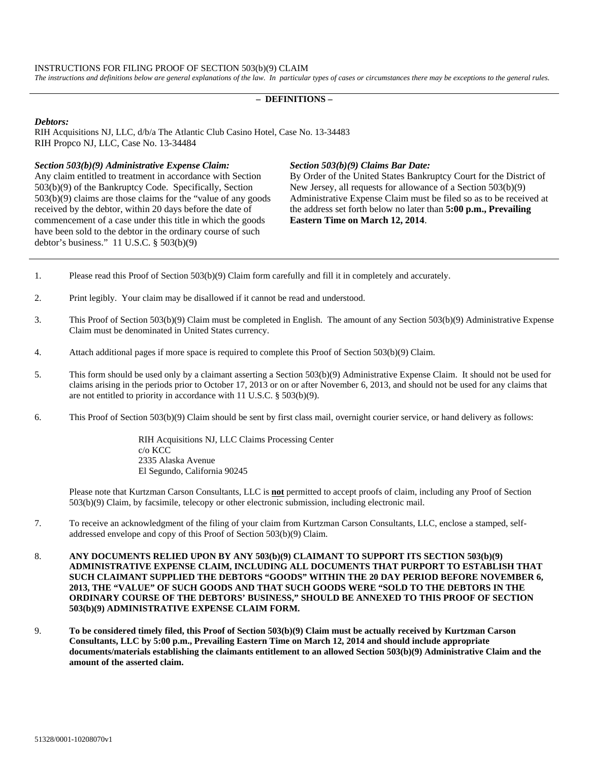INSTRUCTIONS FOR FILING PROOF OF SECTION 503(b)(9) CLAIM

*The instructions and definitions below are general explanations of the law. In particular types of cases or circumstances there may be exceptions to the general rules.*

**– DEFINITIONS –**

***Debtors:***

RIH Acquisitions NJ, LLC, d/b/a The Atlantic Club Casino Hotel, Case No. 13-34483
RIH Propco NJ, LLC, Case No. 13-34484

***Section 503(b)(9) Administrative Expense Claim:***

Any claim entitled to treatment in accordance with Section 503(b)(9) of the Bankruptcy Code. Specifically, Section 503(b)(9) claims are those claims for the "value of any goods received by the debtor, within 20 days before the date of commencement of a case under this title in which the goods have been sold to the debtor in the ordinary course of such debtor's business." 11 U.S.C. § 503(b)(9)

***Section 503(b)(9) Claims Bar Date:***

By Order of the United States Bankruptcy Court for the District of New Jersey, all requests for allowance of a Section 503(b)(9) Administrative Expense Claim must be filed so as to be received at the address set forth below no later than **5:00 p.m., Prevailing Eastern Time on March 12, 2014**.

1. Please read this Proof of Section 503(b)(9) Claim form carefully and fill it in completely and accurately.

2. Print legibly. Your claim may be disallowed if it cannot be read and understood.

3. This Proof of Section 503(b)(9) Claim must be completed in English. The amount of any Section 503(b)(9) Administrative Expense Claim must be denominated in United States currency.

4. Attach additional pages if more space is required to complete this Proof of Section 503(b)(9) Claim.

5. This form should be used only by a claimant asserting a Section 503(b)(9) Administrative Expense Claim. It should not be used for claims arising in the periods prior to October 17, 2013 or on or after November 6, 2013, and should not be used for any claims that are not entitled to priority in accordance with 11 U.S.C. § 503(b)(9).

6. This Proof of Section 503(b)(9) Claim should be sent by first class mail, overnight courier service, or hand delivery as follows:

   RIH Acquisitions NJ, LLC Claims Processing Center
   c/o KCC
   2335 Alaska Avenue
   El Segundo, California 90245

   Please note that Kurtzman Carson Consultants, LLC is **not** permitted to accept proofs of claim, including any Proof of Section 503(b)(9) Claim, by facsimile, telecopy or other electronic submission, including electronic mail.

7. To receive an acknowledgment of the filing of your claim from Kurtzman Carson Consultants, LLC, enclose a stamped, self-addressed envelope and copy of this Proof of Section 503(b)(9) Claim.

8. **ANY DOCUMENTS RELIED UPON BY ANY 503(b)(9) CLAIMANT TO SUPPORT ITS SECTION 503(b)(9) ADMINISTRATIVE EXPENSE CLAIM, INCLUDING ALL DOCUMENTS THAT PURPORT TO ESTABLISH THAT SUCH CLAIMANT SUPPLIED THE DEBTORS "GOODS" WITHIN THE 20 DAY PERIOD BEFORE NOVEMBER 6, 2013, THE "VALUE" OF SUCH GOODS AND THAT SUCH GOODS WERE "SOLD TO THE DEBTORS IN THE ORDINARY COURSE OF THE DEBTORS' BUSINESS," SHOULD BE ANNEXED TO THIS PROOF OF SECTION 503(b)(9) ADMINISTRATIVE EXPENSE CLAIM FORM.**

9. **To be considered timely filed, this Proof of Section 503(b)(9) Claim must be actually received by Kurtzman Carson Consultants, LLC by 5:00 p.m., Prevailing Eastern Time on March 12, 2014 and should include appropriate documents/materials establishing the claimants entitlement to an allowed Section 503(b)(9) Administrative Claim and the amount of the asserted claim.**

51328/0001-10208070v1